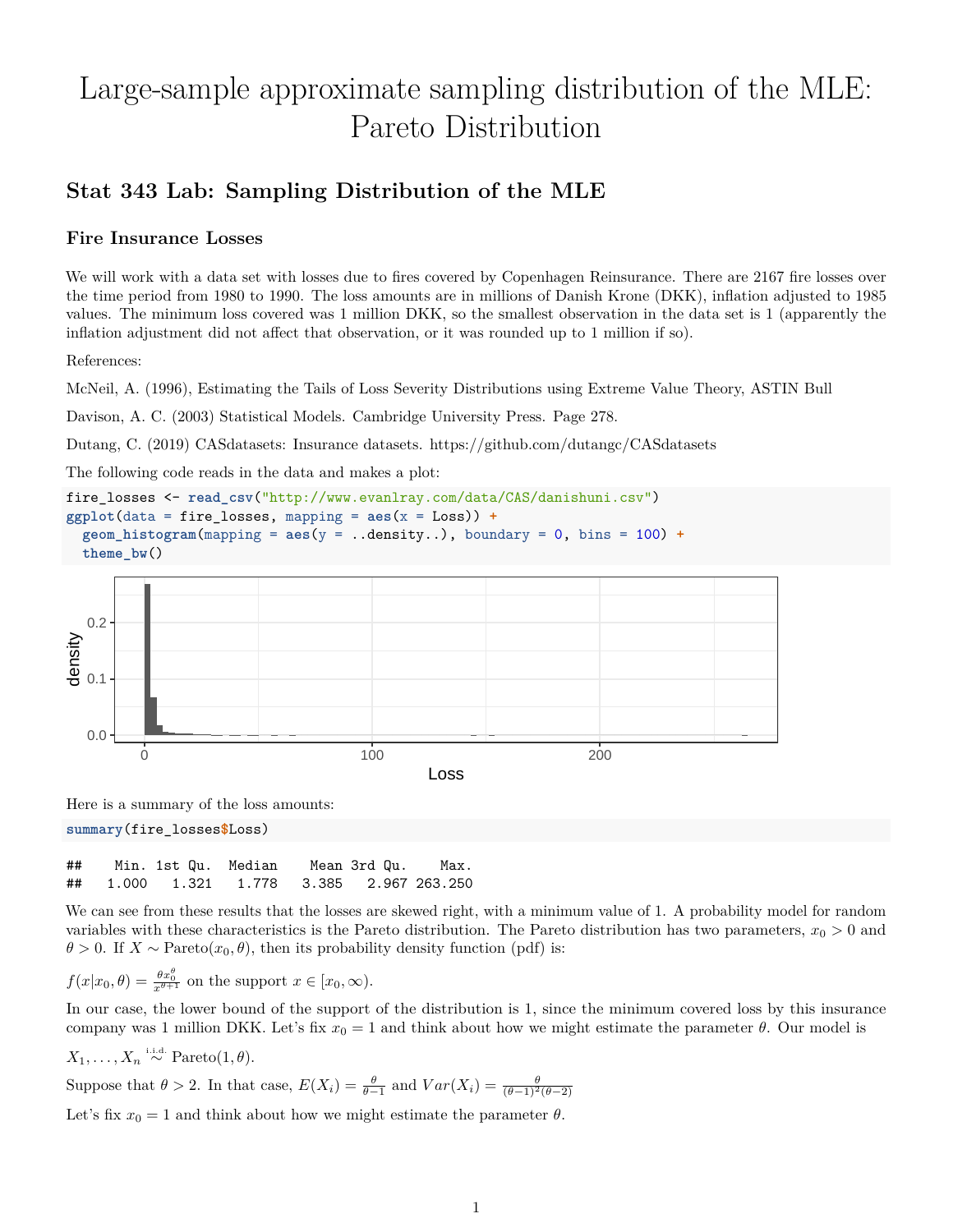# Large-sample approximate sampling distribution of the MLE: Pareto Distribution

## Stat 343 Lab: Sampling Distribution of the MLE

### Fire Insurance Losses

We will work with a data set with losses due to fires covered by Copenhagen Reinsurance. There are 2167 fire losses over the time period from 1980 to 1990. The loss amounts are in millions of Danish Krone (DKK), inflation adjusted to 1985 values. The minimum loss covered was 1 million DKK, so the smallest observation in the data set is 1 (apparently the inflation adjustment did not affect that observation, or it was rounded up to 1 million if so).

References:

McNeil, A. (1996), Estimating the Tails of Loss Severity Distributions using Extreme Value Theory, ASTIN Bull

Davison, A. C. (2003) Statistical Models. Cambridge University Press. Page 278.

Dutang, C. (2019) CASdatasets: Insurance datasets. https://github.com/dutangc/CASdatasets

The following code reads in the data and makes a plot:

```
fire_losses <- read_csv("http://www.evanlray.com/data/CAS/danishuni.csv")
ggplot(data = fire_losses, mapping = aes(x = Loss)) +
  geom_histogram(mapping = aes(y = ..density..), boundary = 0, bins = 100) +
  theme_bw()
```

Here is a summary of the loss amounts:

```
summary(fire_losses$Loss)
```

```
##    Min. 1st Qu.  Median    Mean 3rd Qu.    Max.
##   1.000   1.321   1.778   3.385   2.967 263.250
```

We can see from these results that the losses are skewed right, with a minimum value of 1. A probability model for random variables with these characteristics is the Pareto distribution. The Pareto distribution has two parameters, $x_0 > 0$ and $\theta > 0$. If $X \sim \text{Pareto}(x_0, \theta)$, then its probability density function (pdf) is:

$f(x|x_0, \theta) = \frac{\theta x_0^\theta}{x^{\theta+1}}$ on the support $x \in [x_0, \infty)$.

In our case, the lower bound of the support of the distribution is 1, since the minimum covered loss by this insurance company was 1 million DKK. Let's fix $x_0 = 1$ and think about how we might estimate the parameter $\theta$. Our model is

$X_1, \ldots, X_n \overset{\text{i.i.d.}}{\sim} \text{Pareto}(1, \theta)$.

Suppose that $\theta > 2$. In that case, $E(X_i) = \frac{\theta}{\theta - 1}$ and $Var(X_i) = \frac{\theta}{(\theta-1)^2(\theta-2)}$

Let's fix $x_0 = 1$ and think about how we might estimate the parameter $\theta$.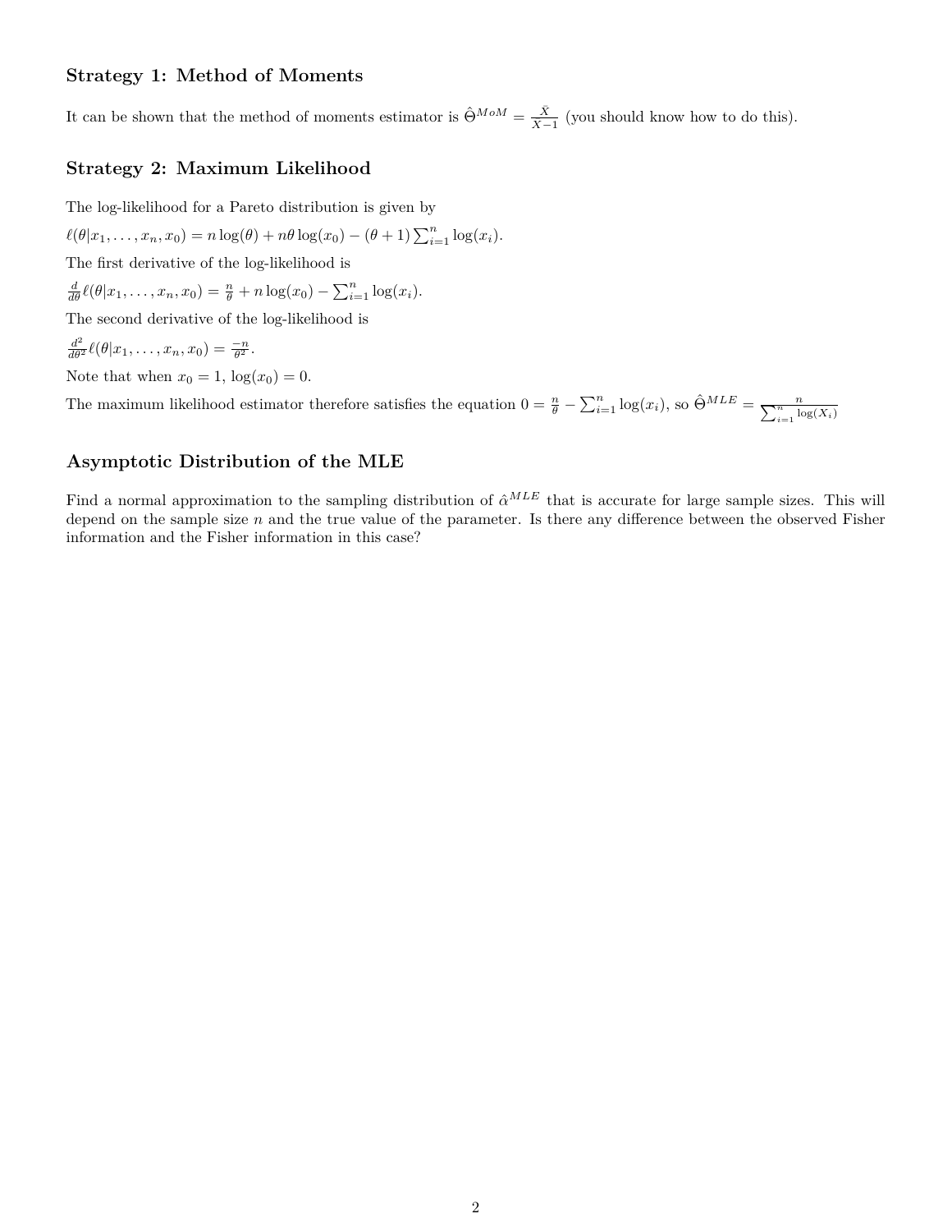### Strategy 1: Method of Moments

It can be shown that the method of moments estimator is $\hat{\Theta}^{MoM} = \frac{\bar{X}}{\bar{X}-1}$ (you should know how to do this).

### Strategy 2: Maximum Likelihood

The log-likelihood for a Pareto distribution is given by

$\ell(\theta|x_1, \ldots, x_n, x_0) = n\log(\theta) + n\theta\log(x_0) - (\theta+1)\sum_{i=1}^{n}\log(x_i)$.

The first derivative of the log-likelihood is

$\frac{d}{d\theta}\ell(\theta|x_1, \ldots, x_n, x_0) = \frac{n}{\theta} + n\log(x_0) - \sum_{i=1}^{n}\log(x_i)$.

The second derivative of the log-likelihood is

$\frac{d^2}{d\theta^2}\ell(\theta|x_1, \ldots, x_n, x_0) = \frac{-n}{\theta^2}$.

Note that when $x_0 = 1$, $\log(x_0) = 0$.

The maximum likelihood estimator therefore satisfies the equation $0 = \frac{n}{\theta} - \sum_{i=1}^{n}\log(x_i)$, so $\hat{\Theta}^{MLE} = \frac{n}{\sum_{i=1}^{n}\log(X_i)}$

### Asymptotic Distribution of the MLE

Find a normal approximation to the sampling distribution of $\hat{\alpha}^{MLE}$ that is accurate for large sample sizes. This will depend on the sample size $n$ and the true value of the parameter. Is there any difference between the observed Fisher information and the Fisher information in this case?